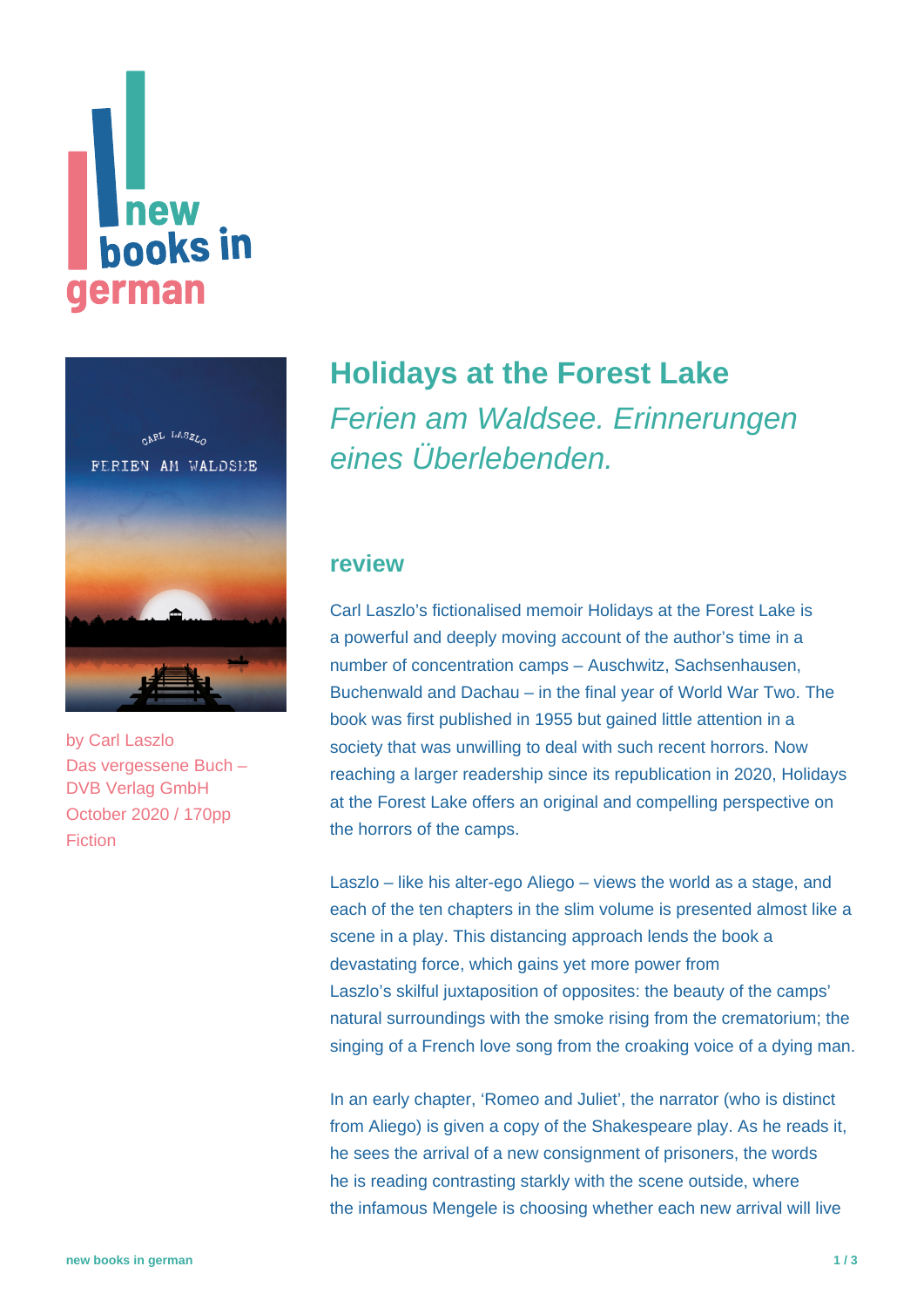# Holidays at the Forest Lake

*Ferien am Waldsee. Erinnerungen eines Überlebenden.*

by Carl Laszlo
Das vergessene Buch – DVB Verlag GmbH
October 2020 / 170pp
Fiction

## review

Carl Laszlo's fictionalised memoir Holidays at the Forest Lake is a powerful and deeply moving account of the author's time in a number of concentration camps – Auschwitz, Sachsenhausen, Buchenwald and Dachau – in the final year of World War Two. The book was first published in 1955 but gained little attention in a society that was unwilling to deal with such recent horrors. Now reaching a larger readership since its republication in 2020, Holidays at the Forest Lake offers an original and compelling perspective on the horrors of the camps.

Laszlo – like his alter-ego Aliego – views the world as a stage, and each of the ten chapters in the slim volume is presented almost like a scene in a play. This distancing approach lends the book a devastating force, which gains yet more power from Laszlo's skilful juxtaposition of opposites: the beauty of the camps' natural surroundings with the smoke rising from the crematorium; the singing of a French love song from the croaking voice of a dying man.

In an early chapter, 'Romeo and Juliet', the narrator (who is distinct from Aliego) is given a copy of the Shakespeare play. As he reads it, he sees the arrival of a new consignment of prisoners, the words he is reading contrasting starkly with the scene outside, where the infamous Mengele is choosing whether each new arrival will live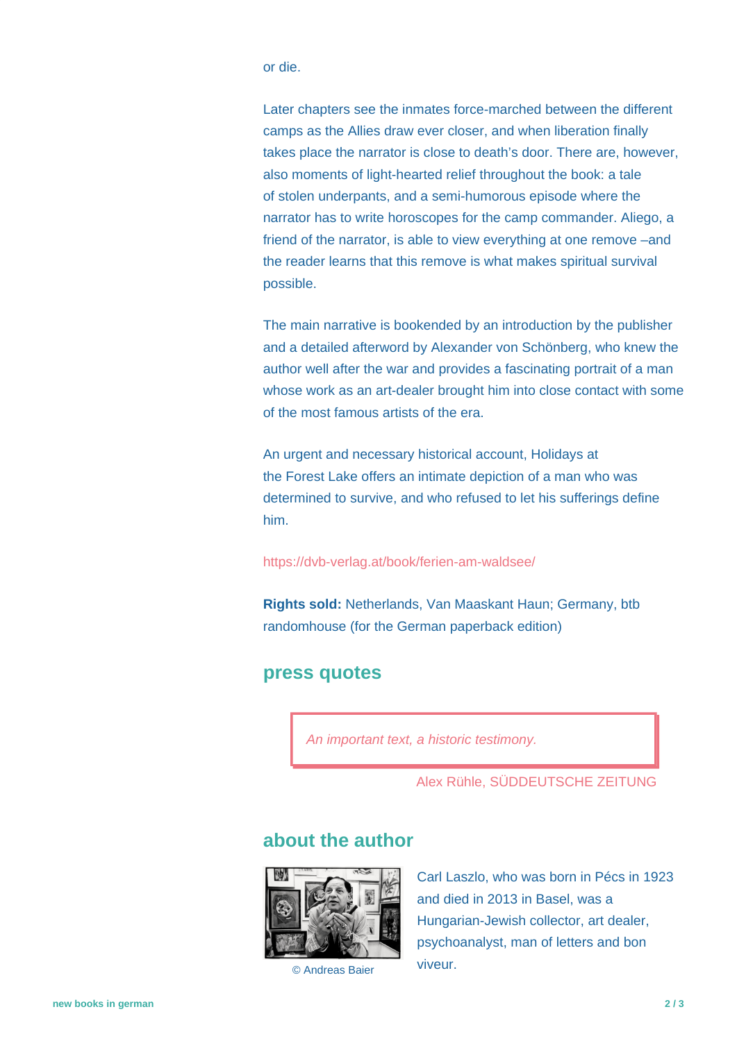or die.

Later chapters see the inmates force-marched between the different camps as the Allies draw ever closer, and when liberation finally takes place the narrator is close to death's door. There are, however, also moments of light-hearted relief throughout the book: a tale of stolen underpants, and a semi-humorous episode where the narrator has to write horoscopes for the camp commander. Aliego, a friend of the narrator, is able to view everything at one remove –and the reader learns that this remove is what makes spiritual survival possible.

The main narrative is bookended by an introduction by the publisher and a detailed afterword by Alexander von Schönberg, who knew the author well after the war and provides a fascinating portrait of a man whose work as an art-dealer brought him into close contact with some of the most famous artists of the era.

An urgent and necessary historical account, Holidays at the Forest Lake offers an intimate depiction of a man who was determined to survive, and who refused to let his sufferings define him.

https://dvb-verlag.at/book/ferien-am-waldsee/

**Rights sold:** Netherlands, Van Maaskant Haun; Germany, btb randomhouse (for the German paperback edition)

## press quotes

> *An important text, a historic testimony.*

Alex Rühle, SÜDDEUTSCHE ZEITUNG

## about the author

© Andreas Baier

Carl Laszlo, who was born in Pécs in 1923 and died in 2013 in Basel, was a Hungarian-Jewish collector, art dealer, psychoanalyst, man of letters and bon viveur.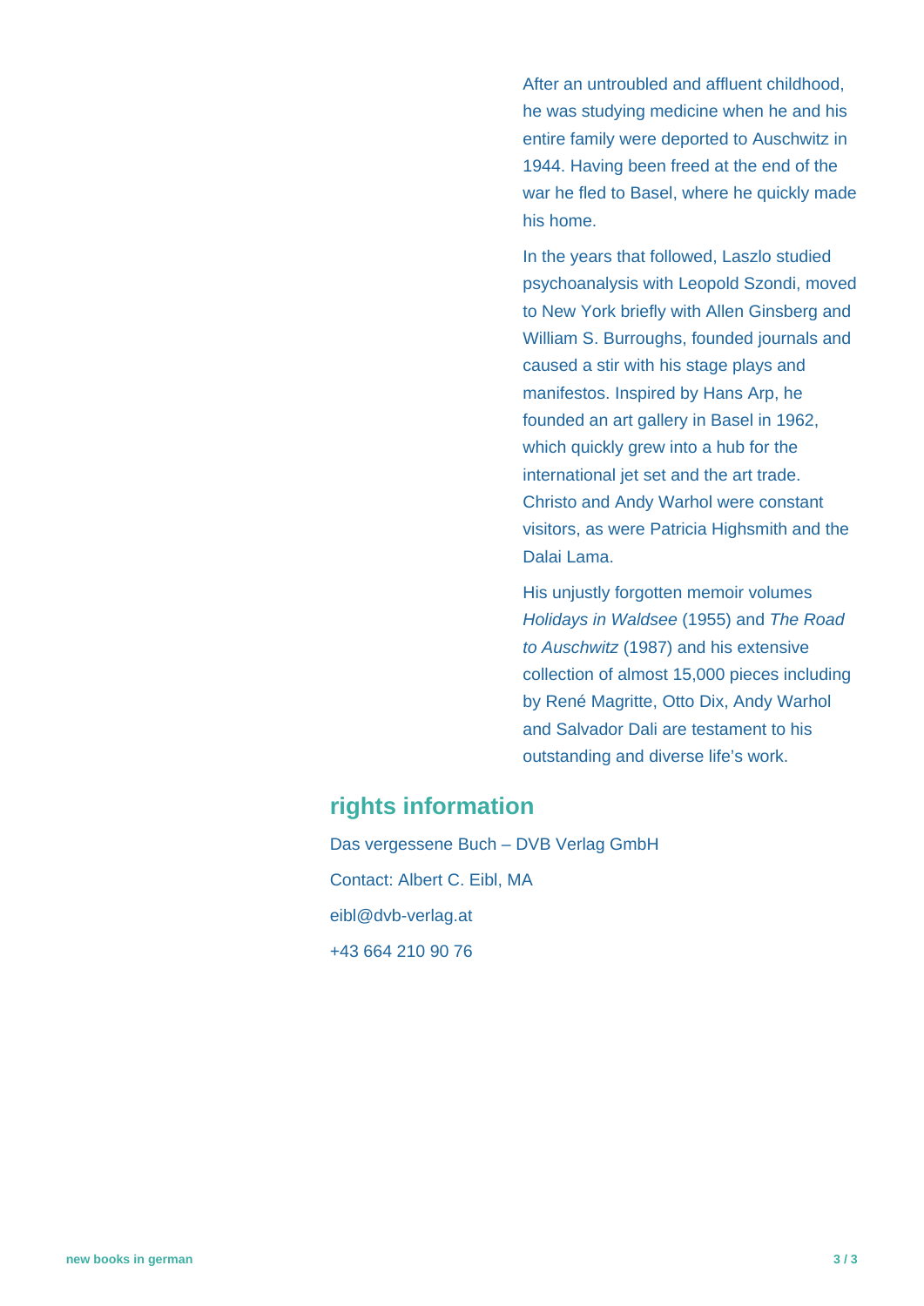After an untroubled and affluent childhood, he was studying medicine when he and his entire family were deported to Auschwitz in 1944. Having been freed at the end of the war he fled to Basel, where he quickly made his home.

In the years that followed, Laszlo studied psychoanalysis with Leopold Szondi, moved to New York briefly with Allen Ginsberg and William S. Burroughs, founded journals and caused a stir with his stage plays and manifestos. Inspired by Hans Arp, he founded an art gallery in Basel in 1962, which quickly grew into a hub for the international jet set and the art trade. Christo and Andy Warhol were constant visitors, as were Patricia Highsmith and the Dalai Lama.

His unjustly forgotten memoir volumes *Holidays in Waldsee* (1955) and *The Road to Auschwitz* (1987) and his extensive collection of almost 15,000 pieces including by René Magritte, Otto Dix, Andy Warhol and Salvador Dali are testament to his outstanding and diverse life's work.

## rights information

Das vergessene Buch – DVB Verlag GmbH

Contact: Albert C. Eibl, MA

eibl@dvb-verlag.at

+43 664 210 90 76